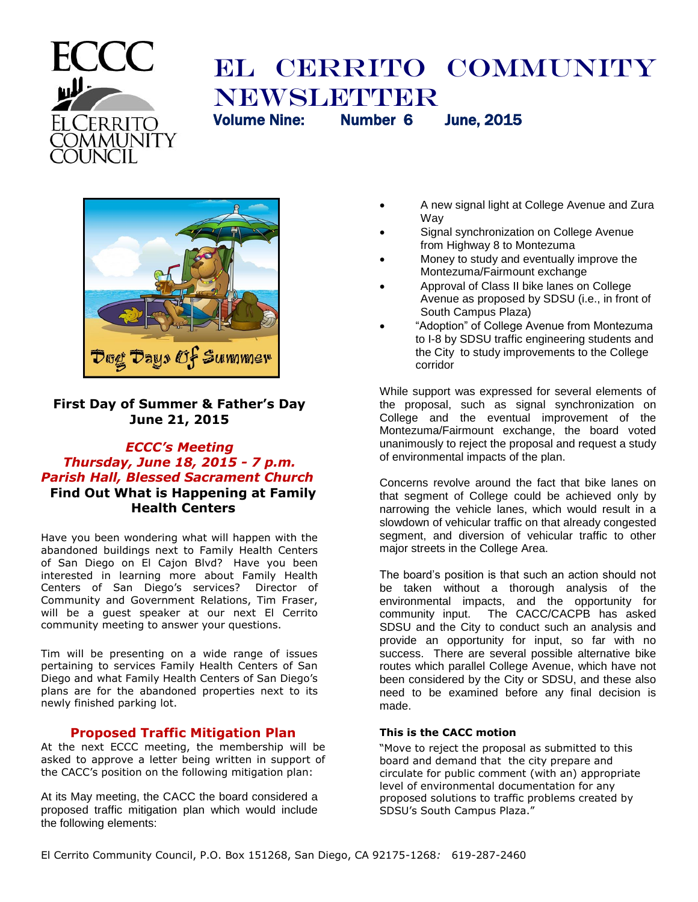# EL CERRITO COMMUNITY NEWSLETTER

**Volume Nine: Number 6 June, 2015**

Dog Days Of Summer

**First Day of Summer & Father's Day**
**June 21, 2015**

***ECCC's Meeting***
***Thursday, June 18, 2015 - 7 p.m.***
***Parish Hall, Blessed Sacrament Church***

## Find Out What is Happening at Family Health Centers

Have you been wondering what will happen with the abandoned buildings next to Family Health Centers of San Diego on El Cajon Blvd? Have you been interested in learning more about Family Health Centers of San Diego's services? Director of Community and Government Relations, Tim Fraser, will be a guest speaker at our next El Cerrito community meeting to answer your questions.

Tim will be presenting on a wide range of issues pertaining to services Family Health Centers of San Diego and what Family Health Centers of San Diego's plans are for the abandoned properties next to its newly finished parking lot.

## Proposed Traffic Mitigation Plan

At the next ECCC meeting, the membership will be asked to approve a letter being written in support of the CACC's position on the following mitigation plan:

At its May meeting, the CACC the board considered a proposed traffic mitigation plan which would include the following elements:

- A new signal light at College Avenue and Zura Way
- Signal synchronization on College Avenue from Highway 8 to Montezuma
- Money to study and eventually improve the Montezuma/Fairmount exchange
- Approval of Class II bike lanes on College Avenue as proposed by SDSU (i.e., in front of South Campus Plaza)
- "Adoption" of College Avenue from Montezuma to I-8 by SDSU traffic engineering students and the City to study improvements to the College corridor

While support was expressed for several elements of the proposal, such as signal synchronization on College and the eventual improvement of the Montezuma/Fairmount exchange, the board voted unanimously to reject the proposal and request a study of environmental impacts of the plan.

Concerns revolve around the fact that bike lanes on that segment of College could be achieved only by narrowing the vehicle lanes, which would result in a slowdown of vehicular traffic on that already congested segment, and diversion of vehicular traffic to other major streets in the College Area.

The board's position is that such an action should not be taken without a thorough analysis of the environmental impacts, and the opportunity for community input. The CACC/CACPB has asked SDSU and the City to conduct such an analysis and provide an opportunity for input, so far with no success. There are several possible alternative bike routes which parallel College Avenue, which have not been considered by the City or SDSU, and these also need to be examined before any final decision is made.

**This is the CACC motion**

"Move to reject the proposal as submitted to this board and demand that the city prepare and circulate for public comment (with an) appropriate level of environmental documentation for any proposed solutions to traffic problems created by SDSU's South Campus Plaza."

El Cerrito Community Council, P.O. Box 151268, San Diego, CA 92175-1268*:* 619-287-2460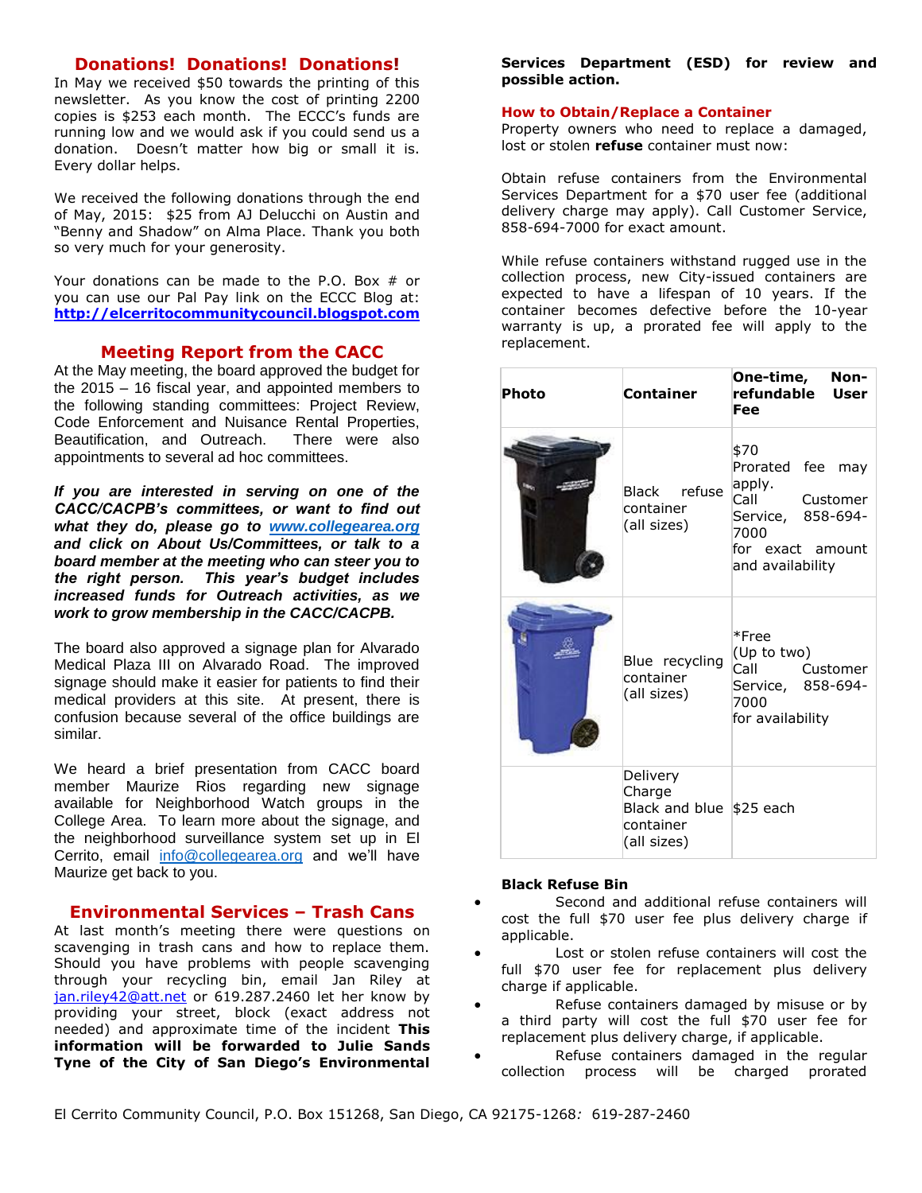## Donations! Donations! Donations!

In May we received $50 towards the printing of this newsletter. As you know the cost of printing 2200 copies is $253 each month. The ECCC's funds are running low and we would ask if you could send us a donation. Doesn't matter how big or small it is. Every dollar helps.

We received the following donations through the end of May, 2015: $25 from AJ Delucchi on Austin and "Benny and Shadow" on Alma Place. Thank you both so very much for your generosity.

Your donations can be made to the P.O. Box # or you can use our Pal Pay link on the ECCC Blog at: **http://elcerritocommunitycouncil.blogspot.com**

## Meeting Report from the CACC

At the May meeting, the board approved the budget for the 2015 – 16 fiscal year, and appointed members to the following standing committees: Project Review, Code Enforcement and Nuisance Rental Properties, Beautification, and Outreach. There were also appointments to several ad hoc committees.

***If you are interested in serving on one of the CACC/CACPB's committees, or want to find out what they do, please go to www.collegearea.org and click on About Us/Committees, or talk to a board member at the meeting who can steer you to the right person. This year's budget includes increased funds for Outreach activities, as we work to grow membership in the CACC/CACPB.***

The board also approved a signage plan for Alvarado Medical Plaza III on Alvarado Road. The improved signage should make it easier for patients to find their medical providers at this site. At present, there is confusion because several of the office buildings are similar.

We heard a brief presentation from CACC board member Maurize Rios regarding new signage available for Neighborhood Watch groups in the College Area. To learn more about the signage, and the neighborhood surveillance system set up in El Cerrito, email info@collegearea.org and we'll have Maurize get back to you.

## Environmental Services – Trash Cans

At last month's meeting there were questions on scavenging in trash cans and how to replace them. Should you have problems with people scavenging through your recycling bin, email Jan Riley at jan.riley42@att.net or 619.287.2460 let her know by providing your street, block (exact address not needed) and approximate time of the incident **This information will be forwarded to Julie Sands Tyne of the City of San Diego's Environmental Services Department (ESD) for review and possible action.**

### How to Obtain/Replace a Container

Property owners who need to replace a damaged, lost or stolen **refuse** container must now:

Obtain refuse containers from the Environmental Services Department for a $70 user fee (additional delivery charge may apply). Call Customer Service, 858-694-7000 for exact amount.

While refuse containers withstand rugged use in the collection process, new City-issued containers are expected to have a lifespan of 10 years. If the container becomes defective before the 10-year warranty is up, a prorated fee will apply to the replacement.

| Photo | Container | One-time, Non-refundable User Fee |
|---|---|---|
| | Black refuse container (all sizes) | $70<br>Prorated fee may apply.<br>Call Customer Service, 858-694-7000<br>for exact amount and availability |
| | Blue recycling container (all sizes) | *Free<br>(Up to two)<br>Call Customer Service, 858-694-7000<br>for availability |
| | Delivery Charge<br>Black and blue container<br>(all sizes) | $25 each |

**Black Refuse Bin**

- Second and additional refuse containers will cost the full $70 user fee plus delivery charge if applicable.
- Lost or stolen refuse containers will cost the full $70 user fee for replacement plus delivery charge if applicable.
- Refuse containers damaged by misuse or by a third party will cost the full $70 user fee for replacement plus delivery charge, if applicable.
- Refuse containers damaged in the regular collection process will be charged prorated

El Cerrito Community Council, P.O. Box 151268, San Diego, CA 92175-1268*:* 619-287-2460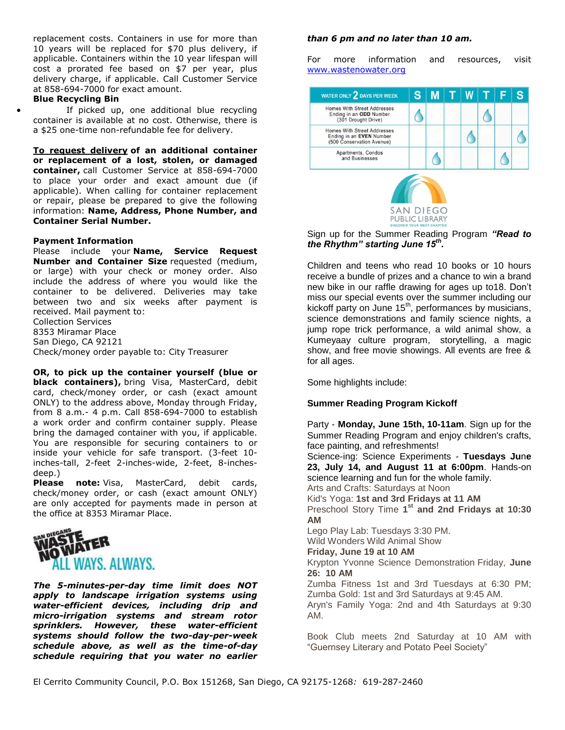replacement costs. Containers in use for more than 10 years will be replaced for $70 plus delivery, if applicable. Containers within the 10 year lifespan will cost a prorated fee based on $7 per year, plus delivery charge, if applicable. Call Customer Service at 858-694-7000 for exact amount.

**Blue Recycling Bin**

- If picked up, one additional blue recycling container is available at no cost. Otherwise, there is a $25 one-time non-refundable fee for delivery.

**To request delivery of an additional container or replacement of a lost, stolen, or damaged container,** call Customer Service at 858-694-7000 to place your order and exact amount due (if applicable). When calling for container replacement or repair, please be prepared to give the following information: **Name, Address, Phone Number, and Container Serial Number.**

**Payment Information**

Please include your **Name, Service Request Number and Container Size** requested (medium, or large) with your check or money order. Also include the address of where you would like the container to be delivered. Deliveries may take between two and six weeks after payment is received. Mail payment to:
Collection Services
8353 Miramar Place
San Diego, CA 92121
Check/money order payable to: City Treasurer

**OR, to pick up the container yourself (blue or black containers),** bring Visa, MasterCard, debit card, check/money order, or cash (exact amount ONLY) to the address above, Monday through Friday, from 8 a.m.- 4 p.m. Call 858-694-7000 to establish a work order and confirm container supply. Please bring the damaged container with you, if applicable. You are responsible for securing containers to or inside your vehicle for safe transport. (3-feet 10-inches-tall, 2-feet 2-inches-wide, 2-feet, 8-inches-deep.)

**Please note:** Visa, MasterCard, debit cards, check/money order, or cash (exact amount ONLY) are only accepted for payments made in person at the office at 8353 Miramar Place.

SAN DIEGANS WASTE NO WATER ALL WAYS. ALWAYS.

***The 5-minutes-per-day time limit does NOT apply to landscape irrigation systems using water-efficient devices, including drip and micro-irrigation systems and stream rotor sprinklers. However, these water-efficient systems should follow the two-day-per-week schedule above, as well as the time-of-day schedule requiring that you water no earlier than 6 pm and no later than 10 am.***

For more information and resources, visit www.wastenowater.org

| WATER ONLY 2 DAYS PER WEEK | S | M | T | W | T | F | S |
|---|---|---|---|---|---|---|---|
| Homes With Street Addresses Ending in an **ODD** Number (301 Drought Drive) | 💧 | | | | 💧 | | |
| Homes With Street Addresses Ending in an **EVEN** Number (500 Conservation Avenue) | | | | 💧 | | | 💧 |
| Apartments, Condos and Businesses | | 💧 | | | | 💧 | |

SAN DIEGO PUBLIC LIBRARY
DISCOVER YOUR NEXT CHAPTER

Sign up for the Summer Reading Program ***"Read to the Rhythm" starting June 15th.***

Children and teens who read 10 books or 10 hours receive a bundle of prizes and a chance to win a brand new bike in our raffle drawing for ages up to18. Don't miss our special events over the summer including our kickoff party on June 15th, performances by musicians, science demonstrations and family science nights, a jump rope trick performance, a wild animal show, a Kumeyaay culture program, storytelling, a magic show, and free movie showings. All events are free & for all ages.

Some highlights include:

**Summer Reading Program Kickoff**

Party - **Monday, June 15th, 10-11am**. Sign up for the Summer Reading Program and enjoy children's crafts, face painting, and refreshments!
Science-ing: Science Experiments - **Tuesdays June 23, July 14, and August 11 at 6:00pm**. Hands-on science learning and fun for the whole family.
Arts and Crafts: Saturdays at Noon
Kid's Yoga: **1st and 3rd Fridays at 11 AM**
Preschool Story Time **1st and 2nd Fridays at 10:30 AM**
Lego Play Lab: Tuesdays 3:30 PM.
Wild Wonders Wild Animal Show
**Friday, June 19 at 10 AM**
Krypton Yvonne Science Demonstration Friday, **June 26: 10 AM**
Zumba Fitness 1st and 3rd Tuesdays at 6:30 PM; Zumba Gold: 1st and 3rd Saturdays at 9:45 AM.
Aryn's Family Yoga: 2nd and 4th Saturdays at 9:30 AM.

Book Club meets 2nd Saturday at 10 AM with "Guernsey Literary and Potato Peel Society"

El Cerrito Community Council, P.O. Box 151268, San Diego, CA 92175-1268*:* 619-287-2460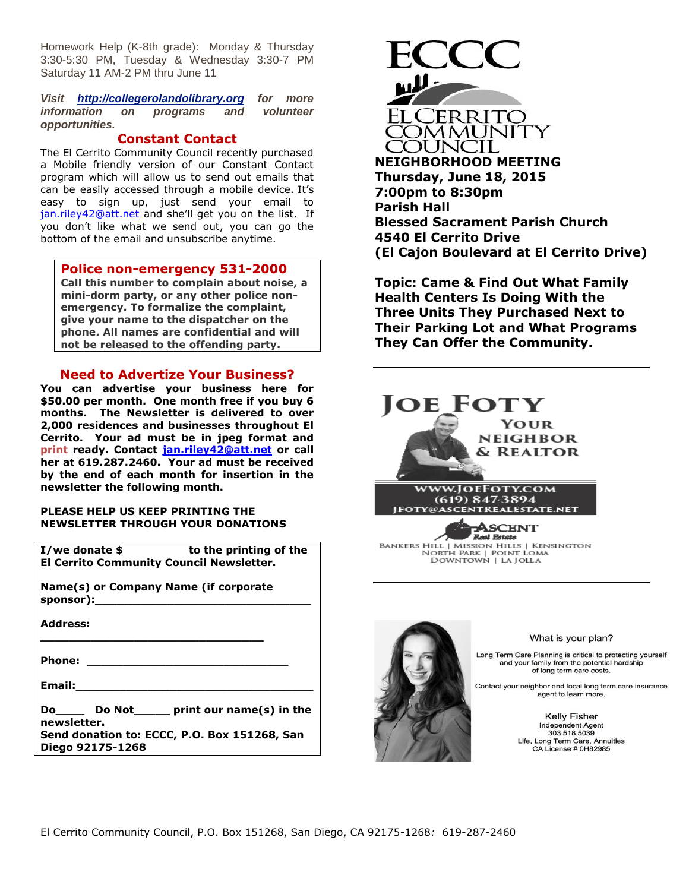Homework Help (K-8th grade): Monday & Thursday 3:30-5:30 PM, Tuesday & Wednesday 3:30-7 PM Saturday 11 AM-2 PM thru June 11

***Visit http://collegerolandolibrary.org for more information on programs and volunteer opportunities.***

## Constant Contact

The El Cerrito Community Council recently purchased a Mobile friendly version of our Constant Contact program which will allow us to send out emails that can be easily accessed through a mobile device. It's easy to sign up, just send your email to jan.riley42@att.net and she'll get you on the list. If you don't like what we send out, you can go the bottom of the email and unsubscribe anytime.

## Police non-emergency 531-2000

**Call this number to complain about noise, a mini-dorm party, or any other police non-emergency. To formalize the complaint, give your name to the dispatcher on the phone. All names are confidential and will not be released to the offending party.**

## Need to Advertize Your Business?

**You can advertise your business here for $50.00 per month. One month free if you buy 6 months. The Newsletter is delivered to over 2,000 residences and businesses throughout El Cerrito. Your ad must be in jpeg format and print ready. Contact jan.riley42@att.net or call her at 619.287.2460. Your ad must be received by the end of each month for insertion in the newsletter the following month.**

**PLEASE HELP US KEEP PRINTING THE NEWSLETTER THROUGH YOUR DONATIONS**

**I/we donate $ to the printing of the El Cerrito Community Council Newsletter.**

**Name(s) or Company Name (if corporate sponsor):________________________________**

**Address: ________________________________**

**Phone: ______________________________**

**Email:____________________________________**

**Do____ Do Not_____ print our name(s) in the newsletter.**
**Send donation to: ECCC, P.O. Box 151268, San Diego 92175-1268**

ECCC
EL CERRITO COMMUNITY COUNCIL

**NEIGHBORHOOD MEETING**
**Thursday, June 18, 2015**
**7:00pm to 8:30pm**
**Parish Hall**
**Blessed Sacrament Parish Church**
**4540 El Cerrito Drive**
**(El Cajon Boulevard at El Cerrito Drive)**

**Topic: Came & Find Out What Family Health Centers Is Doing With the Three Units They Purchased Next to Their Parking Lot and What Programs They Can Offer the Community.**

---

JOE FOTY
YOUR NEIGHBOR & REALTOR
WWW.JOEFOTY.COM
(619) 847-3894
JFOTY@ASCENTREALESTATE.NET
ASCENT Real Estate
BANKERS HILL | MISSION HILLS | KENSINGTON
NORTH PARK | POINT LOMA
DOWNTOWN | LA JOLLA

---

What is your plan?

Long Term Care Planning is critical to protecting yourself and your family from the potential hardship of long term care costs.

Contact your neighbor and local long term care insurance agent to learn more.

Kelly Fisher
Independent Agent
303.518.5039
Life, Long Term Care, Annuities
CA License # 0H82985

El Cerrito Community Council, P.O. Box 151268, San Diego, CA 92175-1268*:* 619-287-2460